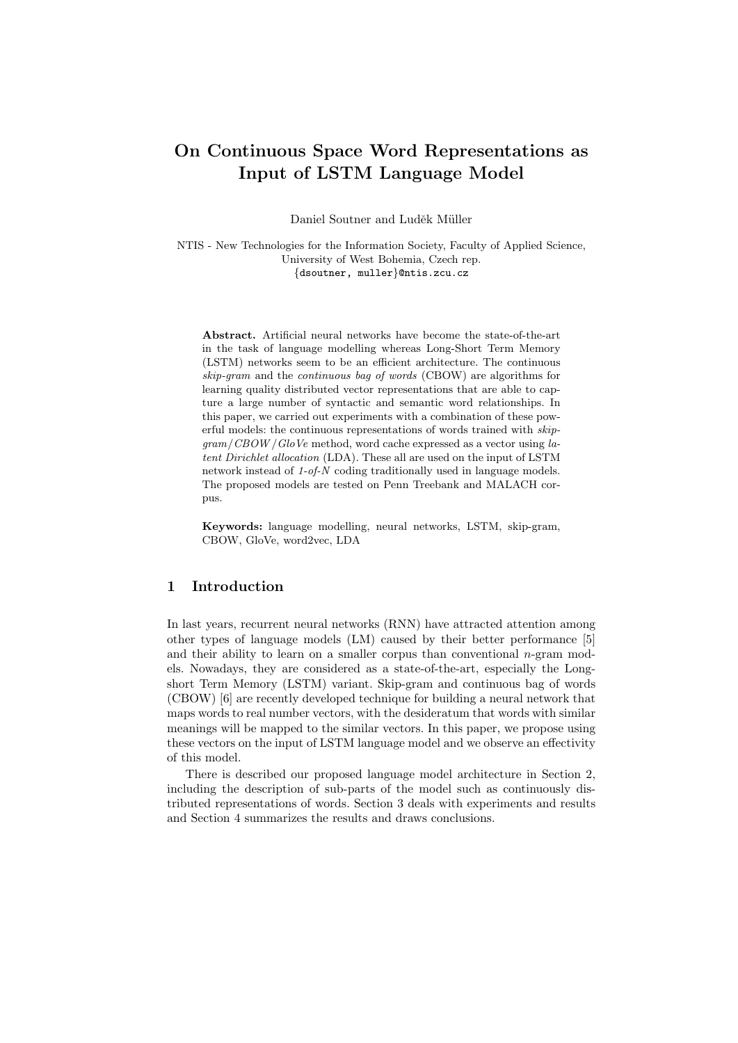# On Continuous Space Word Representations as Input of LSTM Language Model

Daniel Soutner and Luděk Müller

NTIS - New Technologies for the Information Society, Faculty of Applied Science, University of West Bohemia, Czech rep.
{dsoutner, muller}@ntis.zcu.cz

**Abstract.** Artificial neural networks have become the state-of-the-art in the task of language modelling whereas Long-Short Term Memory (LSTM) networks seem to be an efficient architecture. The continuous *skip-gram* and the *continuous bag of words* (CBOW) are algorithms for learning quality distributed vector representations that are able to capture a large number of syntactic and semantic word relationships. In this paper, we carried out experiments with a combination of these powerful models: the continuous representations of words trained with *skip-gram/CBOW/GloVe* method, word cache expressed as a vector using *latent Dirichlet allocation* (LDA). These all are used on the input of LSTM network instead of *1-of-N* coding traditionally used in language models. The proposed models are tested on Penn Treebank and MALACH corpus.

**Keywords:** language modelling, neural networks, LSTM, skip-gram, CBOW, GloVe, word2vec, LDA

## 1 Introduction

In last years, recurrent neural networks (RNN) have attracted attention among other types of language models (LM) caused by their better performance [5] and their ability to learn on a smaller corpus than conventional *n*-gram models. Nowadays, they are considered as a state-of-the-art, especially the Long-short Term Memory (LSTM) variant. Skip-gram and continuous bag of words (CBOW) [6] are recently developed technique for building a neural network that maps words to real number vectors, with the desideratum that words with similar meanings will be mapped to the similar vectors. In this paper, we propose using these vectors on the input of LSTM language model and we observe an effectivity of this model.

There is described our proposed language model architecture in Section 2, including the description of sub-parts of the model such as continuously distributed representations of words. Section 3 deals with experiments and results and Section 4 summarizes the results and draws conclusions.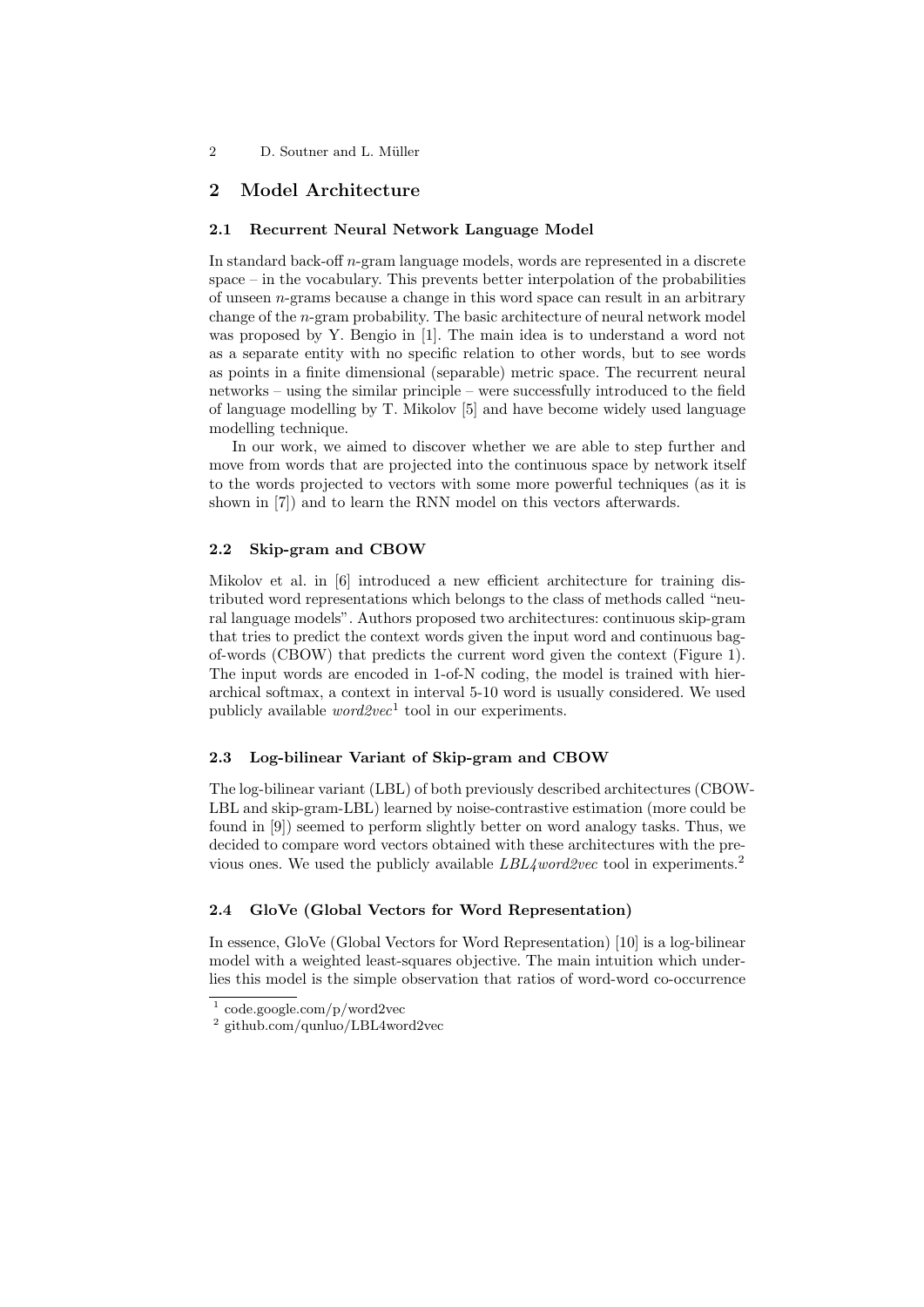## 2 Model Architecture

### 2.1 Recurrent Neural Network Language Model

In standard back-off $n$-gram language models, words are represented in a discrete space – in the vocabulary. This prevents better interpolation of the probabilities of unseen $n$-grams because a change in this word space can result in an arbitrary change of the $n$-gram probability. The basic architecture of neural network model was proposed by Y. Bengio in [1]. The main idea is to understand a word not as a separate entity with no specific relation to other words, but to see words as points in a finite dimensional (separable) metric space. The recurrent neural networks – using the similar principle – were successfully introduced to the field of language modelling by T. Mikolov [5] and have become widely used language modelling technique.

In our work, we aimed to discover whether we are able to step further and move from words that are projected into the continuous space by network itself to the words projected to vectors with some more powerful techniques (as it is shown in [7]) and to learn the RNN model on this vectors afterwards.

### 2.2 Skip-gram and CBOW

Mikolov et al. in [6] introduced a new efficient architecture for training distributed word representations which belongs to the class of methods called "neural language models". Authors proposed two architectures: continuous skip-gram that tries to predict the context words given the input word and continuous bag-of-words (CBOW) that predicts the current word given the context (Figure 1). The input words are encoded in 1-of-N coding, the model is trained with hierarchical softmax, a context in interval 5-10 word is usually considered. We used publicly available *word2vec*[1] tool in our experiments.

### 2.3 Log-bilinear Variant of Skip-gram and CBOW

The log-bilinear variant (LBL) of both previously described architectures (CBOW-LBL and skip-gram-LBL) learned by noise-contrastive estimation (more could be found in [9]) seemed to perform slightly better on word analogy tasks. Thus, we decided to compare word vectors obtained with these architectures with the previous ones. We used the publicly available *LBL4word2vec* tool in experiments.[2]

### 2.4 GloVe (Global Vectors for Word Representation)

In essence, GloVe (Global Vectors for Word Representation) [10] is a log-bilinear model with a weighted least-squares objective. The main intuition which underlies this model is the simple observation that ratios of word-word co-occurrence

[1] code.google.com/p/word2vec

[2] github.com/qunluo/LBL4word2vec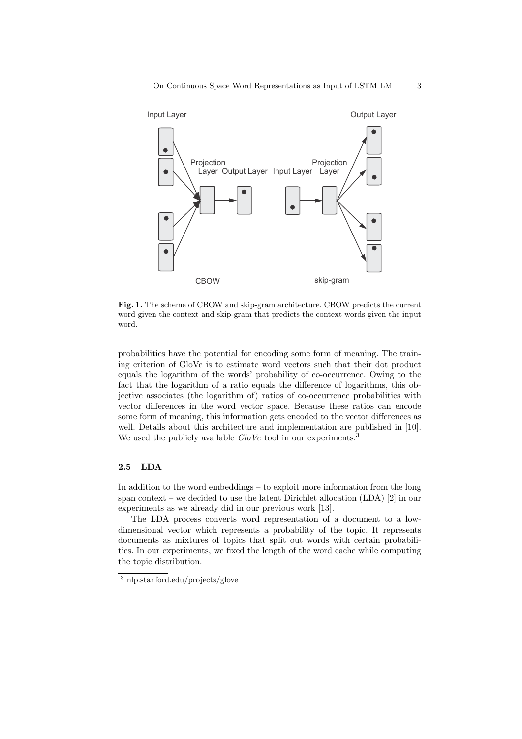Fig. 1. The scheme of CBOW and skip-gram architecture. CBOW predicts the current word given the context and skip-gram that predicts the context words given the input word.

probabilities have the potential for encoding some form of meaning. The training criterion of GloVe is to estimate word vectors such that their dot product equals the logarithm of the words' probability of co-occurrence. Owing to the fact that the logarithm of a ratio equals the difference of logarithms, this objective associates (the logarithm of) ratios of co-occurrence probabilities with vector differences in the word vector space. Because these ratios can encode some form of meaning, this information gets encoded to the vector differences as well. Details about this architecture and implementation are published in [10]. We used the publicly available *GloVe* tool in our experiments.[3]

### 2.5 LDA

In addition to the word embeddings – to exploit more information from the long span context – we decided to use the latent Dirichlet allocation (LDA) [2] in our experiments as we already did in our previous work [13].

The LDA process converts word representation of a document to a low-dimensional vector which represents a probability of the topic. It represents documents as mixtures of topics that split out words with certain probabilities. In our experiments, we fixed the length of the word cache while computing the topic distribution.

[3] nlp.stanford.edu/projects/glove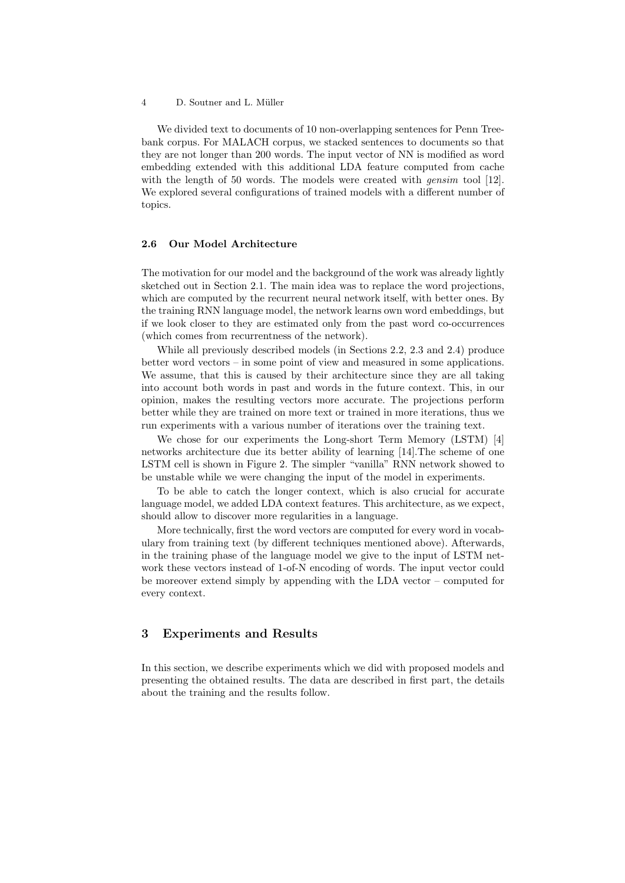We divided text to documents of 10 non-overlapping sentences for Penn Treebank corpus. For MALACH corpus, we stacked sentences to documents so that they are not longer than 200 words. The input vector of NN is modified as word embedding extended with this additional LDA feature computed from cache with the length of 50 words. The models were created with *gensim* tool [12]. We explored several configurations of trained models with a different number of topics.

### 2.6 Our Model Architecture

The motivation for our model and the background of the work was already lightly sketched out in Section 2.1. The main idea was to replace the word projections, which are computed by the recurrent neural network itself, with better ones. By the training RNN language model, the network learns own word embeddings, but if we look closer to they are estimated only from the past word co-occurrences (which comes from recurrentness of the network).

While all previously described models (in Sections 2.2, 2.3 and 2.4) produce better word vectors – in some point of view and measured in some applications. We assume, that this is caused by their architecture since they are all taking into account both words in past and words in the future context. This, in our opinion, makes the resulting vectors more accurate. The projections perform better while they are trained on more text or trained in more iterations, thus we run experiments with a various number of iterations over the training text.

We chose for our experiments the Long-short Term Memory (LSTM) [4] networks architecture due its better ability of learning [14].The scheme of one LSTM cell is shown in Figure 2. The simpler "vanilla" RNN network showed to be unstable while we were changing the input of the model in experiments.

To be able to catch the longer context, which is also crucial for accurate language model, we added LDA context features. This architecture, as we expect, should allow to discover more regularities in a language.

More technically, first the word vectors are computed for every word in vocabulary from training text (by different techniques mentioned above). Afterwards, in the training phase of the language model we give to the input of LSTM network these vectors instead of 1-of-N encoding of words. The input vector could be moreover extend simply by appending with the LDA vector – computed for every context.

## 3 Experiments and Results

In this section, we describe experiments which we did with proposed models and presenting the obtained results. The data are described in first part, the details about the training and the results follow.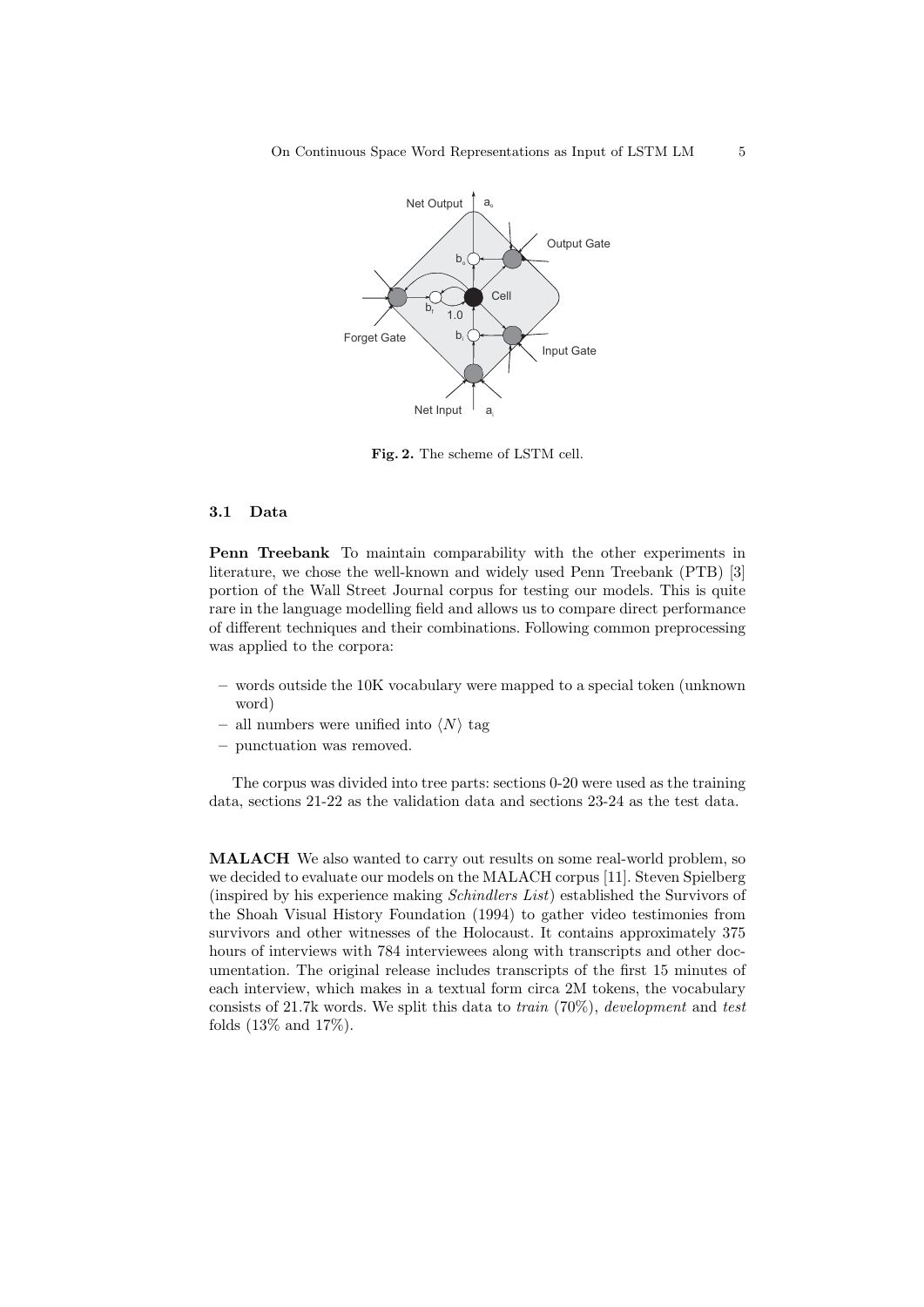Fig. 2. The scheme of LSTM cell.

### 3.1 Data

**Penn Treebank** To maintain comparability with the other experiments in literature, we chose the well-known and widely used Penn Treebank (PTB) [3] portion of the Wall Street Journal corpus for testing our models. This is quite rare in the language modelling field and allows us to compare direct performance of different techniques and their combinations. Following common preprocessing was applied to the corpora:

- words outside the 10K vocabulary were mapped to a special token (unknown word)
- all numbers were unified into $\langle N \rangle$ tag
- punctuation was removed.

The corpus was divided into tree parts: sections 0-20 were used as the training data, sections 21-22 as the validation data and sections 23-24 as the test data.

**MALACH** We also wanted to carry out results on some real-world problem, so we decided to evaluate our models on the MALACH corpus [11]. Steven Spielberg (inspired by his experience making *Schindlers List*) established the Survivors of the Shoah Visual History Foundation (1994) to gather video testimonies from survivors and other witnesses of the Holocaust. It contains approximately 375 hours of interviews with 784 interviewees along with transcripts and other documentation. The original release includes transcripts of the first 15 minutes of each interview, which makes in a textual form circa 2M tokens, the vocabulary consists of 21.7k words. We split this data to *train* (70%), *development* and *test* folds (13% and 17%).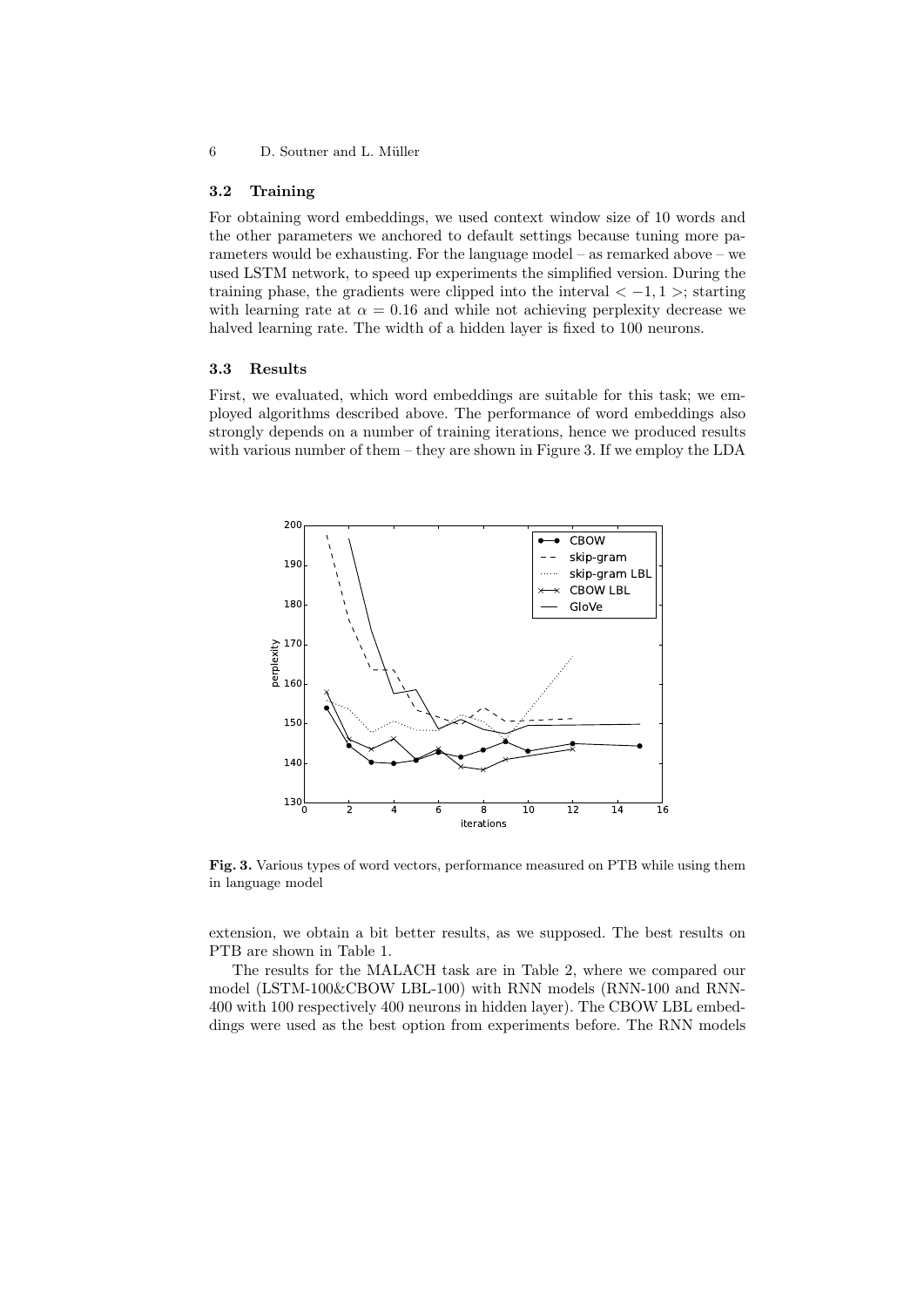### 3.2 Training

For obtaining word embeddings, we used context window size of 10 words and the other parameters we anchored to default settings because tuning more parameters would be exhausting. For the language model – as remarked above – we used LSTM network, to speed up experiments the simplified version. During the training phase, the gradients were clipped into the interval $< -1, 1 >$; starting with learning rate at $\alpha = 0.16$ and while not achieving perplexity decrease we halved learning rate. The width of a hidden layer is fixed to 100 neurons.

### 3.3 Results

First, we evaluated, which word embeddings are suitable for this task; we employed algorithms described above. The performance of word embeddings also strongly depends on a number of training iterations, hence we produced results with various number of them – they are shown in Figure 3. If we employ the LDA extension, we obtain a bit better results, as we supposed. The best results on PTB are shown in Table 1.

**Fig. 3.** Various types of word vectors, performance measured on PTB while using them in language model

The results for the MALACH task are in Table 2, where we compared our model (LSTM-100&CBOW LBL-100) with RNN models (RNN-100 and RNN-400 with 100 respectively 400 neurons in hidden layer). The CBOW LBL embeddings were used as the best option from experiments before. The RNN models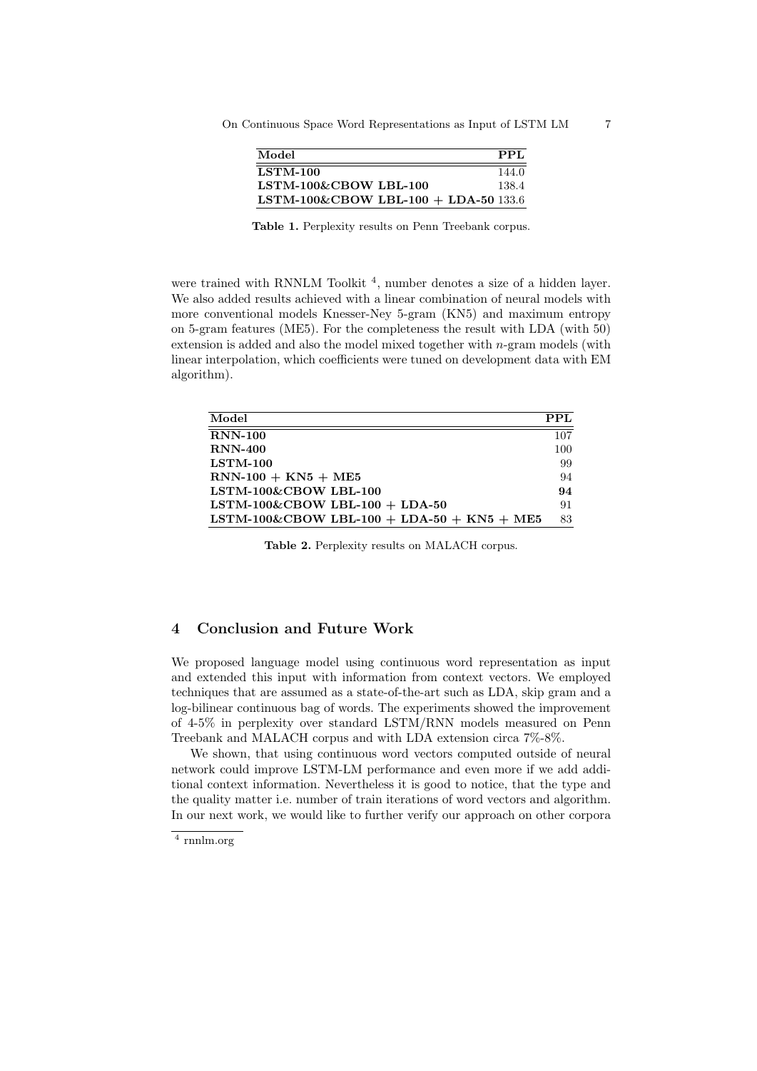| Model | PPL |
| --- | --- |
| **LSTM-100** | 144.0 |
| **LSTM-100&CBOW LBL-100** | 138.4 |
| **LSTM-100&CBOW LBL-100 + LDA-50** | 133.6 |

**Table 1.** Perplexity results on Penn Treebank corpus.

were trained with RNNLM Toolkit [4], number denotes a size of a hidden layer. We also added results achieved with a linear combination of neural models with more conventional models Knesser-Ney 5-gram (KN5) and maximum entropy on 5-gram features (ME5). For the completeness the result with LDA (with 50) extension is added and also the model mixed together with $n$-gram models (with linear interpolation, which coefficients were tuned on development data with EM algorithm).

| Model | PPL |
| --- | --- |
| **RNN-100** | 107 |
| **RNN-400** | 100 |
| **LSTM-100** | 99 |
| **RNN-100 + KN5 + ME5** | 94 |
| **LSTM-100&CBOW LBL-100** | **94** |
| **LSTM-100&CBOW LBL-100 + LDA-50** | 91 |
| **LSTM-100&CBOW LBL-100 + LDA-50 + KN5 + ME5** | 83 |

**Table 2.** Perplexity results on MALACH corpus.

## 4 Conclusion and Future Work

We proposed language model using continuous word representation as input and extended this input with information from context vectors. We employed techniques that are assumed as a state-of-the-art such as LDA, skip gram and a log-bilinear continuous bag of words. The experiments showed the improvement of 4-5% in perplexity over standard LSTM/RNN models measured on Penn Treebank and MALACH corpus and with LDA extension circa 7%-8%.

We shown, that using continuous word vectors computed outside of neural network could improve LSTM-LM performance and even more if we add additional context information. Nevertheless it is good to notice, that the type and the quality matter i.e. number of train iterations of word vectors and algorithm. In our next work, we would like to further verify our approach on other corpora

[4] rnnlm.org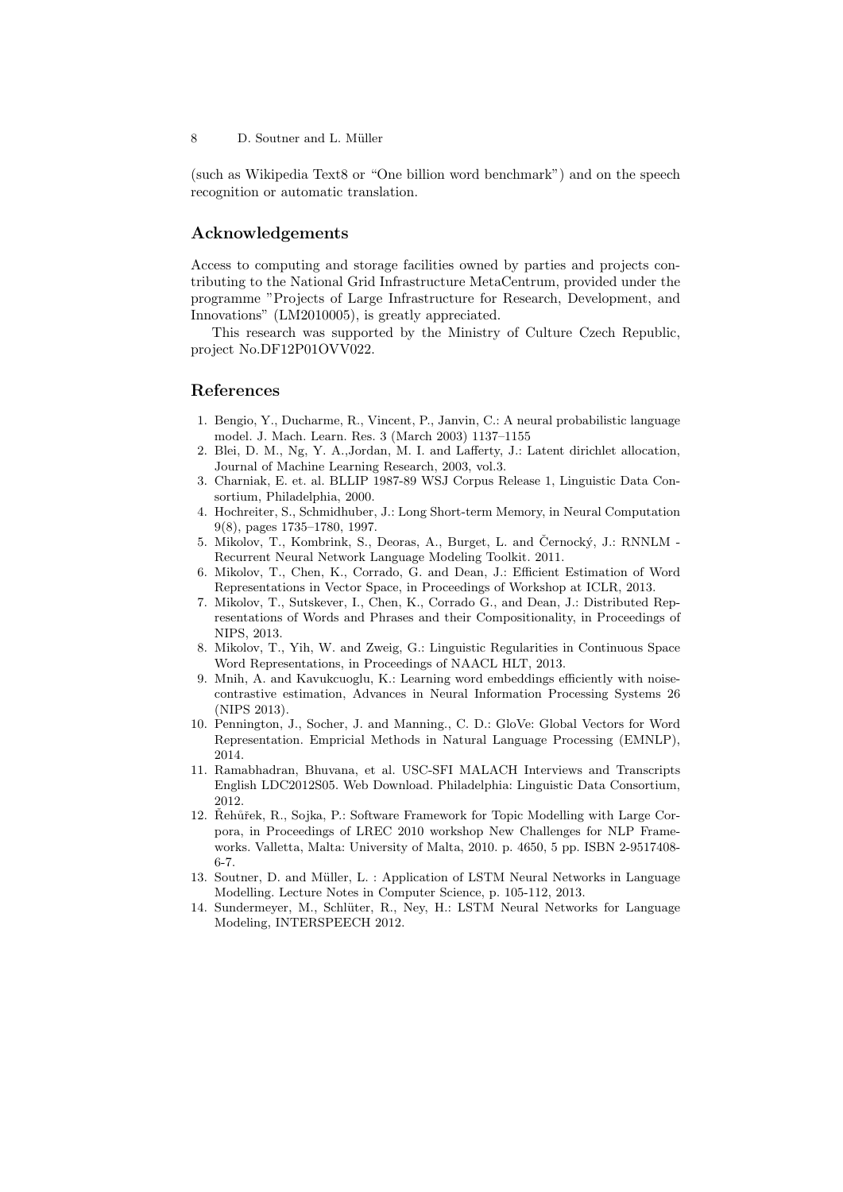(such as Wikipedia Text8 or "One billion word benchmark") and on the speech recognition or automatic translation.

## Acknowledgements

Access to computing and storage facilities owned by parties and projects contributing to the National Grid Infrastructure MetaCentrum, provided under the programme "Projects of Large Infrastructure for Research, Development, and Innovations" (LM2010005), is greatly appreciated.

This research was supported by the Ministry of Culture Czech Republic, project No.DF12P01OVV022.

## References

1. Bengio, Y., Ducharme, R., Vincent, P., Janvin, C.: A neural probabilistic language model. J. Mach. Learn. Res. 3 (March 2003) 1137–1155
2. Blei, D. M., Ng, Y. A.,Jordan, M. I. and Lafferty, J.: Latent dirichlet allocation, Journal of Machine Learning Research, 2003, vol.3.
3. Charniak, E. et. al. BLLIP 1987-89 WSJ Corpus Release 1, Linguistic Data Consortium, Philadelphia, 2000.
4. Hochreiter, S., Schmidhuber, J.: Long Short-term Memory, in Neural Computation 9(8), pages 1735–1780, 1997.
5. Mikolov, T., Kombrink, S., Deoras, A., Burget, L. and Černocký, J.: RNNLM - Recurrent Neural Network Language Modeling Toolkit. 2011.
6. Mikolov, T., Chen, K., Corrado, G. and Dean, J.: Efficient Estimation of Word Representations in Vector Space, in Proceedings of Workshop at ICLR, 2013.
7. Mikolov, T., Sutskever, I., Chen, K., Corrado G., and Dean, J.: Distributed Representations of Words and Phrases and their Compositionality, in Proceedings of NIPS, 2013.
8. Mikolov, T., Yih, W. and Zweig, G.: Linguistic Regularities in Continuous Space Word Representations, in Proceedings of NAACL HLT, 2013.
9. Mnih, A. and Kavukcuoglu, K.: Learning word embeddings efficiently with noise-contrastive estimation, Advances in Neural Information Processing Systems 26 (NIPS 2013).
10. Pennington, J., Socher, J. and Manning., C. D.: GloVe: Global Vectors for Word Representation. Empricial Methods in Natural Language Processing (EMNLP), 2014.
11. Ramabhadran, Bhuvana, et al. USC-SFI MALACH Interviews and Transcripts English LDC2012S05. Web Download. Philadelphia: Linguistic Data Consortium, 2012.
12. Řehůřek, R., Sojka, P.: Software Framework for Topic Modelling with Large Corpora, in Proceedings of LREC 2010 workshop New Challenges for NLP Frameworks. Valletta, Malta: University of Malta, 2010. p. 4650, 5 pp. ISBN 2-9517408-6-7.
13. Soutner, D. and Müller, L. : Application of LSTM Neural Networks in Language Modelling. Lecture Notes in Computer Science, p. 105-112, 2013.
14. Sundermeyer, M., Schlüter, R., Ney, H.: LSTM Neural Networks for Language Modeling, INTERSPEECH 2012.